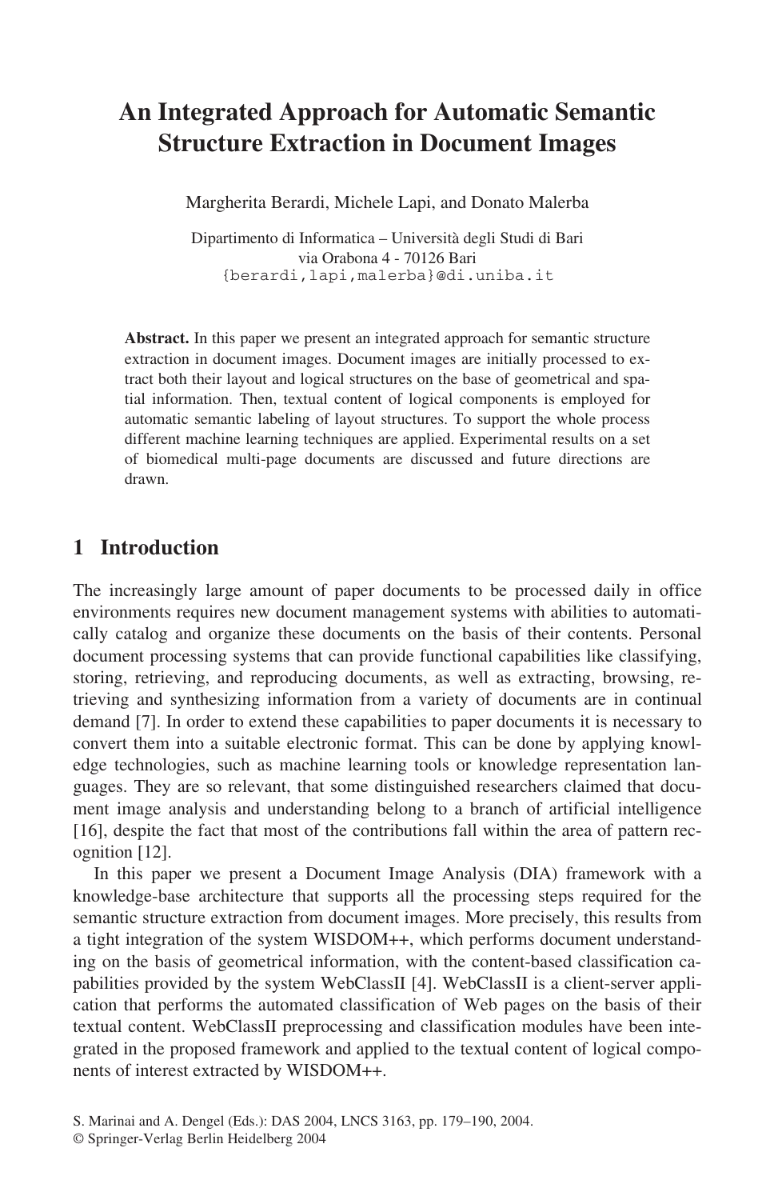# An Integrated Approach for Automatic Semantic Structure Extraction in Document Images

Margherita Berardi, Michele Lapi, and Donato Malerba

Dipartimento di Informatica – Università degli Studi di Bari  
via Orabona 4 - 70126 Bari  
{berardi,lapi,malerba}@di.uniba.it

**Abstract.** In this paper we present an integrated approach for semantic structure extraction in document images. Document images are initially processed to extract both their layout and logical structures on the base of geometrical and spatial information. Then, textual content of logical components is employed for automatic semantic labeling of layout structures. To support the whole process different machine learning techniques are applied. Experimental results on a set of biomedical multi-page documents are discussed and future directions are drawn.

## 1 Introduction

The increasingly large amount of paper documents to be processed daily in office environments requires new document management systems with abilities to automatically catalog and organize these documents on the basis of their contents. Personal document processing systems that can provide functional capabilities like classifying, storing, retrieving, and reproducing documents, as well as extracting, browsing, retrieving and synthesizing information from a variety of documents are in continual demand [7]. In order to extend these capabilities to paper documents it is necessary to convert them into a suitable electronic format. This can be done by applying knowledge technologies, such as machine learning tools or knowledge representation languages. They are so relevant, that some distinguished researchers claimed that document image analysis and understanding belong to a branch of artificial intelligence [16], despite the fact that most of the contributions fall within the area of pattern recognition [12].

In this paper we present a Document Image Analysis (DIA) framework with a knowledge-base architecture that supports all the processing steps required for the semantic structure extraction from document images. More precisely, this results from a tight integration of the system WISDOM++, which performs document understanding on the basis of geometrical information, with the content-based classification capabilities provided by the system WebClassII [4]. WebClassII is a client-server application that performs the automated classification of Web pages on the basis of their textual content. WebClassII preprocessing and classification modules have been integrated in the proposed framework and applied to the textual content of logical components of interest extracted by WISDOM++.

S. Marinai and A. Dengel (Eds.): DAS 2004, LNCS 3163, pp. 179–190, 2004.  
© Springer-Verlag Berlin Heidelberg 2004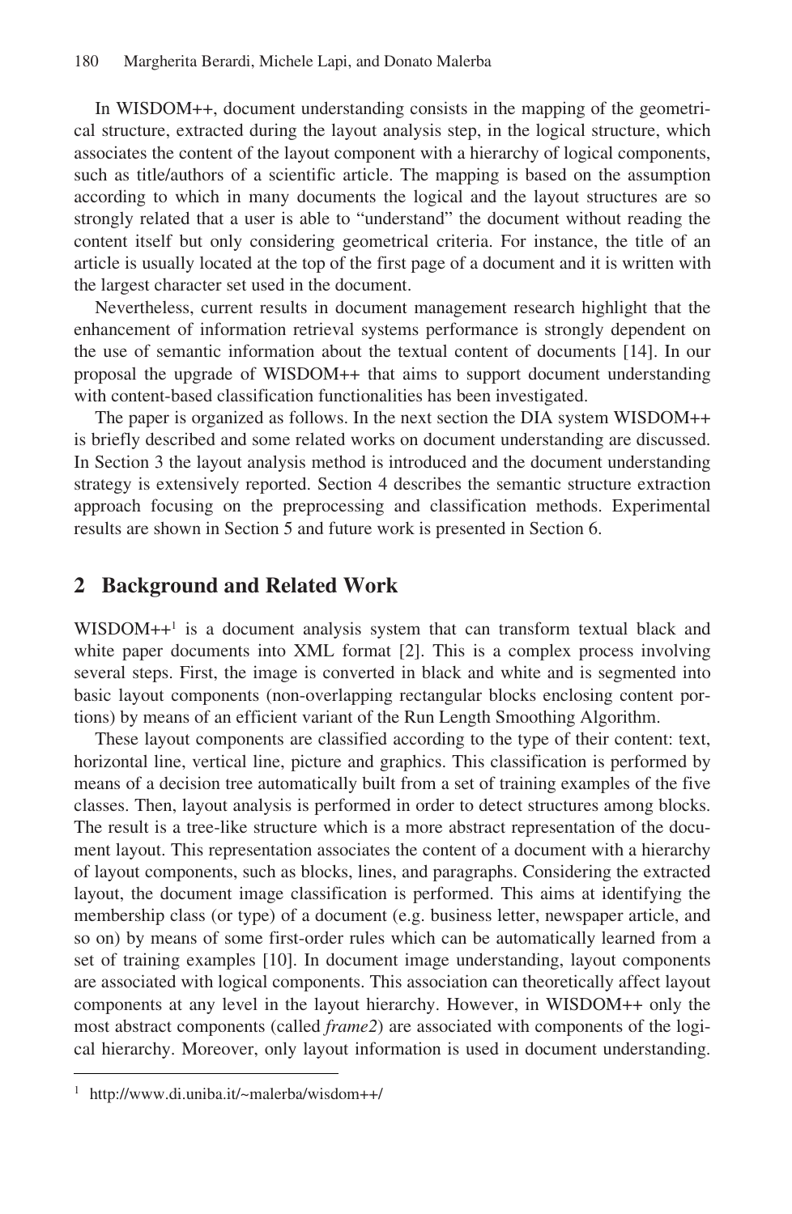In WISDOM++, document understanding consists in the mapping of the geometrical structure, extracted during the layout analysis step, in the logical structure, which associates the content of the layout component with a hierarchy of logical components, such as title/authors of a scientific article. The mapping is based on the assumption according to which in many documents the logical and the layout structures are so strongly related that a user is able to "understand" the document without reading the content itself but only considering geometrical criteria. For instance, the title of an article is usually located at the top of the first page of a document and it is written with the largest character set used in the document.

Nevertheless, current results in document management research highlight that the enhancement of information retrieval systems performance is strongly dependent on the use of semantic information about the textual content of documents [14]. In our proposal the upgrade of WISDOM++ that aims to support document understanding with content-based classification functionalities has been investigated.

The paper is organized as follows. In the next section the DIA system WISDOM++ is briefly described and some related works on document understanding are discussed. In Section 3 the layout analysis method is introduced and the document understanding strategy is extensively reported. Section 4 describes the semantic structure extraction approach focusing on the preprocessing and classification methods. Experimental results are shown in Section 5 and future work is presented in Section 6.

## 2 Background and Related Work

WISDOM++[1] is a document analysis system that can transform textual black and white paper documents into XML format [2]. This is a complex process involving several steps. First, the image is converted in black and white and is segmented into basic layout components (non-overlapping rectangular blocks enclosing content portions) by means of an efficient variant of the Run Length Smoothing Algorithm.

These layout components are classified according to the type of their content: text, horizontal line, vertical line, picture and graphics. This classification is performed by means of a decision tree automatically built from a set of training examples of the five classes. Then, layout analysis is performed in order to detect structures among blocks. The result is a tree-like structure which is a more abstract representation of the document layout. This representation associates the content of a document with a hierarchy of layout components, such as blocks, lines, and paragraphs. Considering the extracted layout, the document image classification is performed. This aims at identifying the membership class (or type) of a document (e.g. business letter, newspaper article, and so on) by means of some first-order rules which can be automatically learned from a set of training examples [10]. In document image understanding, layout components are associated with logical components. This association can theoretically affect layout components at any level in the layout hierarchy. However, in WISDOM++ only the most abstract components (called *frame2*) are associated with components of the logical hierarchy. Moreover, only layout information is used in document understanding.

[1] http://www.di.uniba.it/~malerba/wisdom++/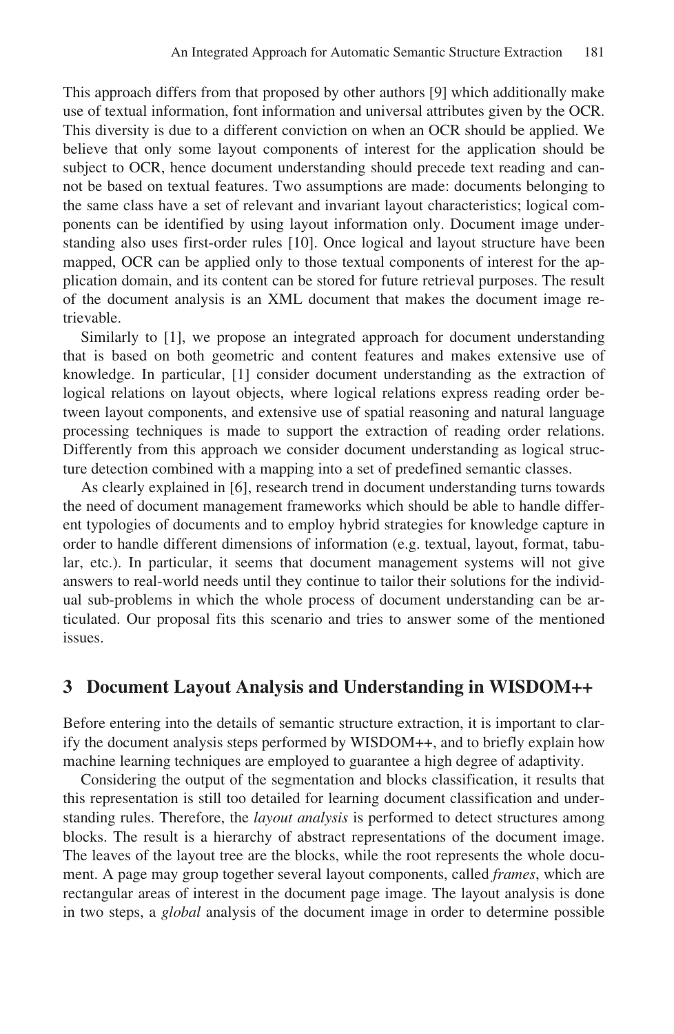This approach differs from that proposed by other authors [9] which additionally make use of textual information, font information and universal attributes given by the OCR. This diversity is due to a different conviction on when an OCR should be applied. We believe that only some layout components of interest for the application should be subject to OCR, hence document understanding should precede text reading and cannot be based on textual features. Two assumptions are made: documents belonging to the same class have a set of relevant and invariant layout characteristics; logical components can be identified by using layout information only. Document image understanding also uses first-order rules [10]. Once logical and layout structure have been mapped, OCR can be applied only to those textual components of interest for the application domain, and its content can be stored for future retrieval purposes. The result of the document analysis is an XML document that makes the document image retrievable.

Similarly to [1], we propose an integrated approach for document understanding that is based on both geometric and content features and makes extensive use of knowledge. In particular, [1] consider document understanding as the extraction of logical relations on layout objects, where logical relations express reading order between layout components, and extensive use of spatial reasoning and natural language processing techniques is made to support the extraction of reading order relations. Differently from this approach we consider document understanding as logical structure detection combined with a mapping into a set of predefined semantic classes.

As clearly explained in [6], research trend in document understanding turns towards the need of document management frameworks which should be able to handle different typologies of documents and to employ hybrid strategies for knowledge capture in order to handle different dimensions of information (e.g. textual, layout, format, tabular, etc.). In particular, it seems that document management systems will not give answers to real-world needs until they continue to tailor their solutions for the individual sub-problems in which the whole process of document understanding can be articulated. Our proposal fits this scenario and tries to answer some of the mentioned issues.

## 3 Document Layout Analysis and Understanding in WISDOM++

Before entering into the details of semantic structure extraction, it is important to clarify the document analysis steps performed by WISDOM++, and to briefly explain how machine learning techniques are employed to guarantee a high degree of adaptivity.

Considering the output of the segmentation and blocks classification, it results that this representation is still too detailed for learning document classification and understanding rules. Therefore, the *layout analysis* is performed to detect structures among blocks. The result is a hierarchy of abstract representations of the document image. The leaves of the layout tree are the blocks, while the root represents the whole document. A page may group together several layout components, called *frames*, which are rectangular areas of interest in the document page image. The layout analysis is done in two steps, a *global* analysis of the document image in order to determine possible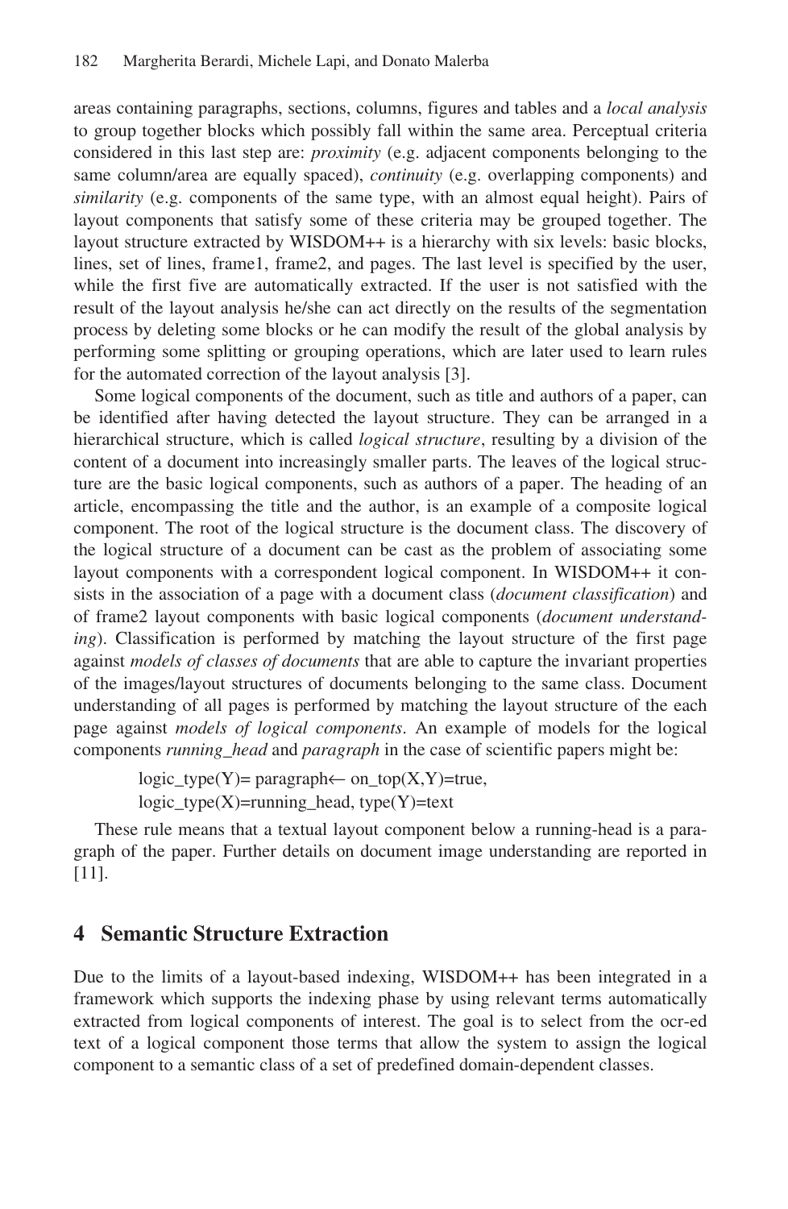areas containing paragraphs, sections, columns, figures and tables and a *local analysis* to group together blocks which possibly fall within the same area. Perceptual criteria considered in this last step are: *proximity* (e.g. adjacent components belonging to the same column/area are equally spaced), *continuity* (e.g. overlapping components) and *similarity* (e.g. components of the same type, with an almost equal height). Pairs of layout components that satisfy some of these criteria may be grouped together. The layout structure extracted by WISDOM++ is a hierarchy with six levels: basic blocks, lines, set of lines, frame1, frame2, and pages. The last level is specified by the user, while the first five are automatically extracted. If the user is not satisfied with the result of the layout analysis he/she can act directly on the results of the segmentation process by deleting some blocks or he can modify the result of the global analysis by performing some splitting or grouping operations, which are later used to learn rules for the automated correction of the layout analysis [3].

Some logical components of the document, such as title and authors of a paper, can be identified after having detected the layout structure. They can be arranged in a hierarchical structure, which is called *logical structure*, resulting by a division of the content of a document into increasingly smaller parts. The leaves of the logical structure are the basic logical components, such as authors of a paper. The heading of an article, encompassing the title and the author, is an example of a composite logical component. The root of the logical structure is the document class. The discovery of the logical structure of a document can be cast as the problem of associating some layout components with a correspondent logical component. In WISDOM++ it consists in the association of a page with a document class (*document classification*) and of frame2 layout components with basic logical components (*document understanding*). Classification is performed by matching the layout structure of the first page against *models of classes of documents* that are able to capture the invariant properties of the images/layout structures of documents belonging to the same class. Document understanding of all pages is performed by matching the layout structure of the each page against *models of logical components*. An example of models for the logical components *running_head* and *paragraph* in the case of scientific papers might be:

logic_type(Y)= paragraph← on_top(X,Y)=true,
logic_type(X)=running_head, type(Y)=text

These rule means that a textual layout component below a running-head is a paragraph of the paper. Further details on document image understanding are reported in [11].

## 4 Semantic Structure Extraction

Due to the limits of a layout-based indexing, WISDOM++ has been integrated in a framework which supports the indexing phase by using relevant terms automatically extracted from logical components of interest. The goal is to select from the ocr-ed text of a logical component those terms that allow the system to assign the logical component to a semantic class of a set of predefined domain-dependent classes.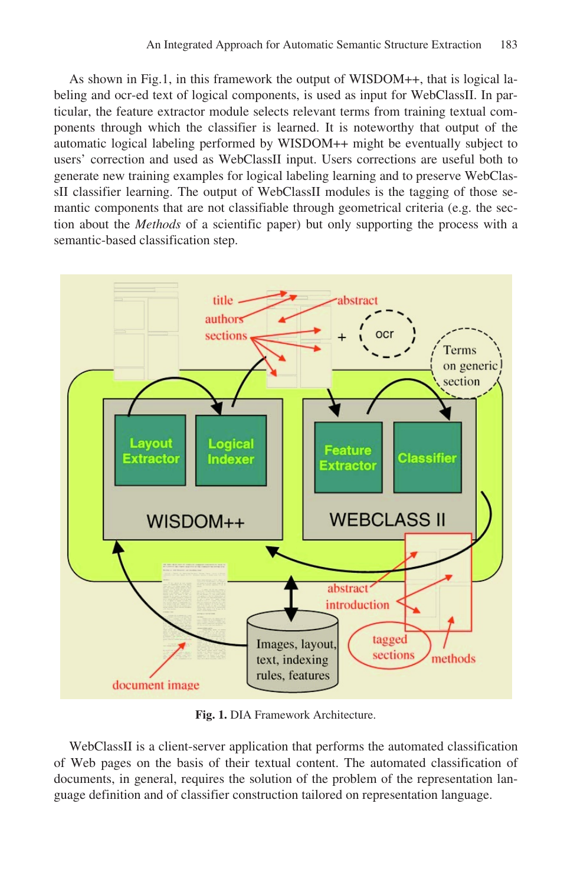As shown in Fig.1, in this framework the output of WISDOM++, that is logical labeling and ocr-ed text of logical components, is used as input for WebClassII. In particular, the feature extractor module selects relevant terms from training textual components through which the classifier is learned. It is noteworthy that output of the automatic logical labeling performed by WISDOM++ might be eventually subject to users' correction and used as WebClassII input. Users corrections are useful both to generate new training examples for logical labeling learning and to preserve WebClassII classifier learning. The output of WebClassII modules is the tagging of those semantic components that are not classifiable through geometrical criteria (e.g. the section about the *Methods* of a scientific paper) but only supporting the process with a semantic-based classification step.

**Fig. 1.** DIA Framework Architecture.

WebClassII is a client-server application that performs the automated classification of Web pages on the basis of their textual content. The automated classification of documents, in general, requires the solution of the problem of the representation language definition and of classifier construction tailored on representation language.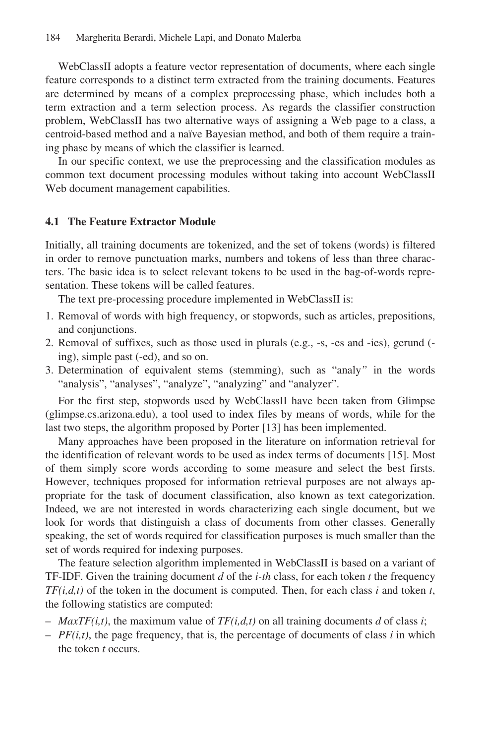WebClassII adopts a feature vector representation of documents, where each single feature corresponds to a distinct term extracted from the training documents. Features are determined by means of a complex preprocessing phase, which includes both a term extraction and a term selection process. As regards the classifier construction problem, WebClassII has two alternative ways of assigning a Web page to a class, a centroid-based method and a naïve Bayesian method, and both of them require a training phase by means of which the classifier is learned.

In our specific context, we use the preprocessing and the classification modules as common text document processing modules without taking into account WebClassII Web document management capabilities.

### 4.1 The Feature Extractor Module

Initially, all training documents are tokenized, and the set of tokens (words) is filtered in order to remove punctuation marks, numbers and tokens of less than three characters. The basic idea is to select relevant tokens to be used in the bag-of-words representation. These tokens will be called features.

The text pre-processing procedure implemented in WebClassII is:

1. Removal of words with high frequency, or stopwords, such as articles, prepositions, and conjunctions.
2. Removal of suffixes, such as those used in plurals (e.g., -s, -es and -ies), gerund (-ing), simple past (-ed), and so on.
3. Determination of equivalent stems (stemming), such as "analy" in the words "analysis", "analyses", "analyze", "analyzing" and "analyzer".

For the first step, stopwords used by WebClassII have been taken from Glimpse (glimpse.cs.arizona.edu), a tool used to index files by means of words, while for the last two steps, the algorithm proposed by Porter [13] has been implemented.

Many approaches have been proposed in the literature on information retrieval for the identification of relevant words to be used as index terms of documents [15]. Most of them simply score words according to some measure and select the best firsts. However, techniques proposed for information retrieval purposes are not always appropriate for the task of document classification, also known as text categorization. Indeed, we are not interested in words characterizing each single document, but we look for words that distinguish a class of documents from other classes. Generally speaking, the set of words required for classification purposes is much smaller than the set of words required for indexing purposes.

The feature selection algorithm implemented in WebClassII is based on a variant of TF-IDF. Given the training document $d$ of the *i-th* class, for each token $t$ the frequency $TF(i,d,t)$ of the token in the document is computed. Then, for each class $i$ and token $t$, the following statistics are computed:

- $MaxTF(i,t)$, the maximum value of $TF(i,d,t)$ on all training documents $d$ of class $i$;
- $PF(i,t)$, the page frequency, that is, the percentage of documents of class $i$ in which the token $t$ occurs.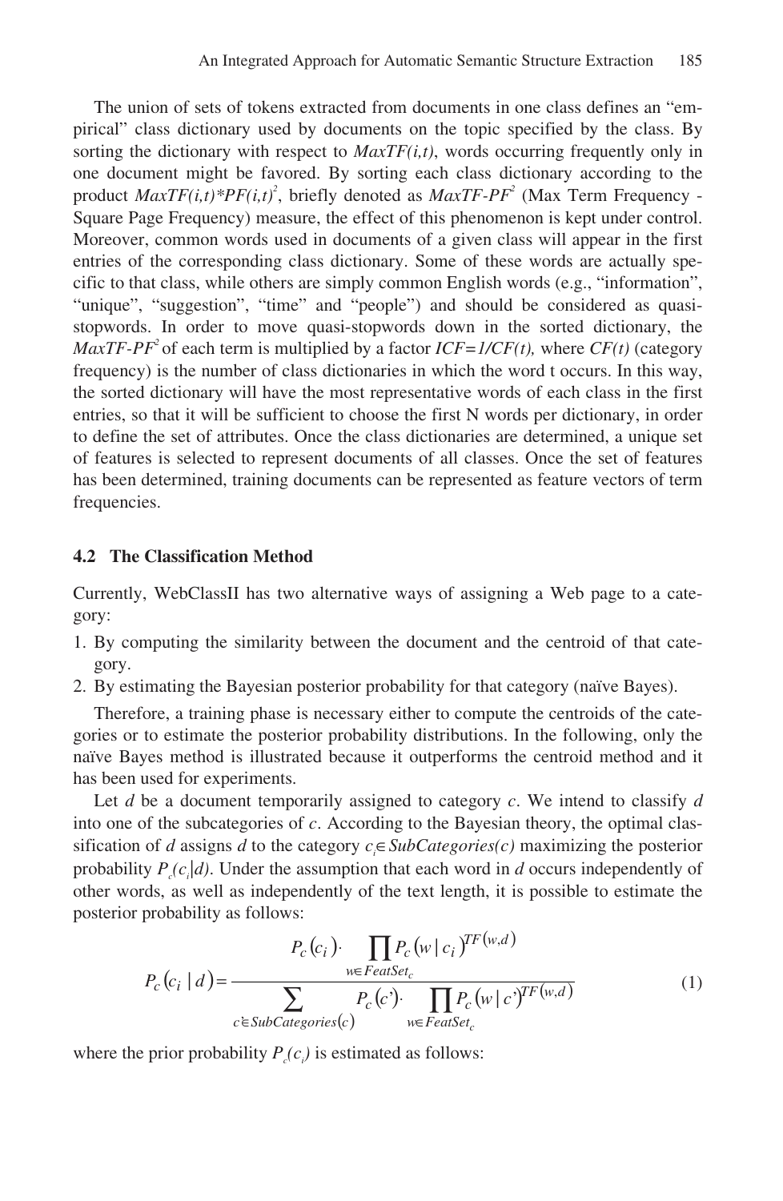The union of sets of tokens extracted from documents in one class defines an "empirical" class dictionary used by documents on the topic specified by the class. By sorting the dictionary with respect to *MaxTF(i,t)*, words occurring frequently only in one document might be favored. By sorting each class dictionary according to the product $MaxTF(i,t)*PF(i,t)^2$, briefly denoted as $MaxTF\text{-}PF^2$ (Max Term Frequency - Square Page Frequency) measure, the effect of this phenomenon is kept under control. Moreover, common words used in documents of a given class will appear in the first entries of the corresponding class dictionary. Some of these words are actually specific to that class, while others are simply common English words (e.g., "information", "unique", "suggestion", "time" and "people") and should be considered as quasi-stopwords. In order to move quasi-stopwords down in the sorted dictionary, the $MaxTF\text{-}PF^2$ of each term is multiplied by a factor $ICF=1/CF(t)$, where $CF(t)$ (category frequency) is the number of class dictionaries in which the word t occurs. In this way, the sorted dictionary will have the most representative words of each class in the first entries, so that it will be sufficient to choose the first N words per dictionary, in order to define the set of attributes. Once the class dictionaries are determined, a unique set of features is selected to represent documents of all classes. Once the set of features has been determined, training documents can be represented as feature vectors of term frequencies.

### 4.2 The Classification Method

Currently, WebClassII has two alternative ways of assigning a Web page to a category:

1. By computing the similarity between the document and the centroid of that category.
2. By estimating the Bayesian posterior probability for that category (naïve Bayes).

Therefore, a training phase is necessary either to compute the centroids of the categories or to estimate the posterior probability distributions. In the following, only the naïve Bayes method is illustrated because it outperforms the centroid method and it has been used for experiments.

Let *d* be a document temporarily assigned to category *c*. We intend to classify *d* into one of the subcategories of *c*. According to the Bayesian theory, the optimal classification of *d* assigns *d* to the category $c_i \in SubCategories(c)$ maximizing the posterior probability $P_c(c_i|d)$. Under the assumption that each word in *d* occurs independently of other words, as well as independently of the text length, it is possible to estimate the posterior probability as follows:

$$P_c(c_i \mid d) = \frac{P_c(c_i) \cdot \prod_{w \in FeatSet_c} P_c(w \mid c_i)^{TF(w,d)}}{\sum_{c' \in SubCategories(c)} P_c(c') \cdot \prod_{w \in FeatSet_c} P_c(w \mid c')^{TF(w,d)}} \tag{1}$$

where the prior probability $P_c(c_i)$ is estimated as follows: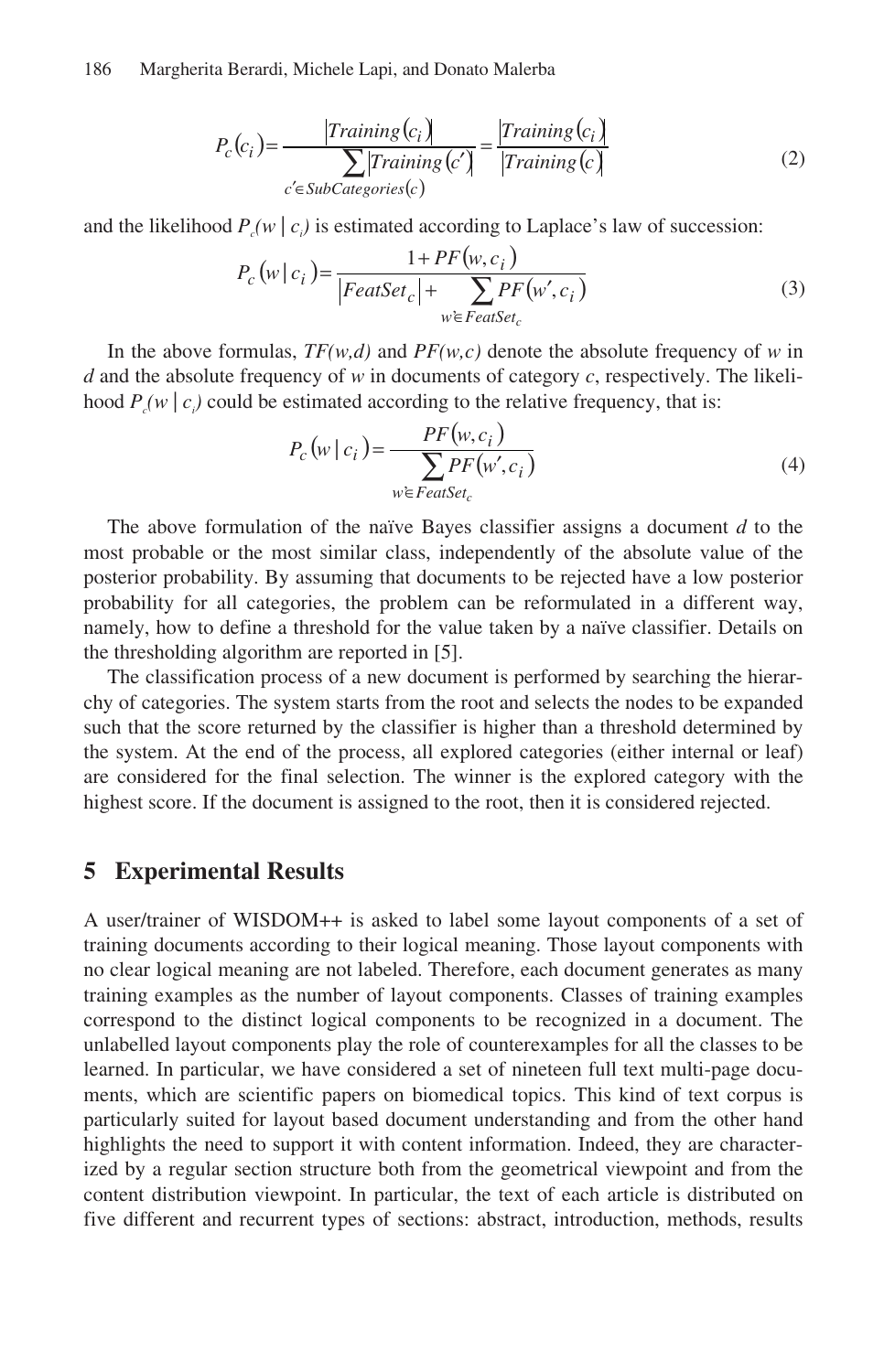$$P_c(c_i) = \frac{|Training(c_i)|}{\sum_{c' \in SubCategories(c)} |Training(c')|} = \frac{|Training(c_i)|}{|Training(c)|} \tag{2}$$

and the likelihood $P_c(w \mid c_i)$ is estimated according to Laplace's law of succession:

$$P_c(w \mid c_i) = \frac{1 + PF(w, c_i)}{|FeatSet_c| + \sum_{w' \in FeatSet_c} PF(w', c_i)} \tag{3}$$

In the above formulas, *TF(w,d)* and *PF(w,c)* denote the absolute frequency of *w* in *d* and the absolute frequency of *w* in documents of category *c*, respectively. The likelihood $P_c(w \mid c_i)$ could be estimated according to the relative frequency, that is:

$$P_c(w \mid c_i) = \frac{PF(w, c_i)}{\sum_{w' \in FeatSet_c} PF(w', c_i)} \tag{4}$$

The above formulation of the naïve Bayes classifier assigns a document *d* to the most probable or the most similar class, independently of the absolute value of the posterior probability. By assuming that documents to be rejected have a low posterior probability for all categories, the problem can be reformulated in a different way, namely, how to define a threshold for the value taken by a naïve classifier. Details on the thresholding algorithm are reported in [5].

The classification process of a new document is performed by searching the hierarchy of categories. The system starts from the root and selects the nodes to be expanded such that the score returned by the classifier is higher than a threshold determined by the system. At the end of the process, all explored categories (either internal or leaf) are considered for the final selection. The winner is the explored category with the highest score. If the document is assigned to the root, then it is considered rejected.

## 5 Experimental Results

A user/trainer of WISDOM++ is asked to label some layout components of a set of training documents according to their logical meaning. Those layout components with no clear logical meaning are not labeled. Therefore, each document generates as many training examples as the number of layout components. Classes of training examples correspond to the distinct logical components to be recognized in a document. The unlabelled layout components play the role of counterexamples for all the classes to be learned. In particular, we have considered a set of nineteen full text multi-page documents, which are scientific papers on biomedical topics. This kind of text corpus is particularly suited for layout based document understanding and from the other hand highlights the need to support it with content information. Indeed, they are characterized by a regular section structure both from the geometrical viewpoint and from the content distribution viewpoint. In particular, the text of each article is distributed on five different and recurrent types of sections: abstract, introduction, methods, results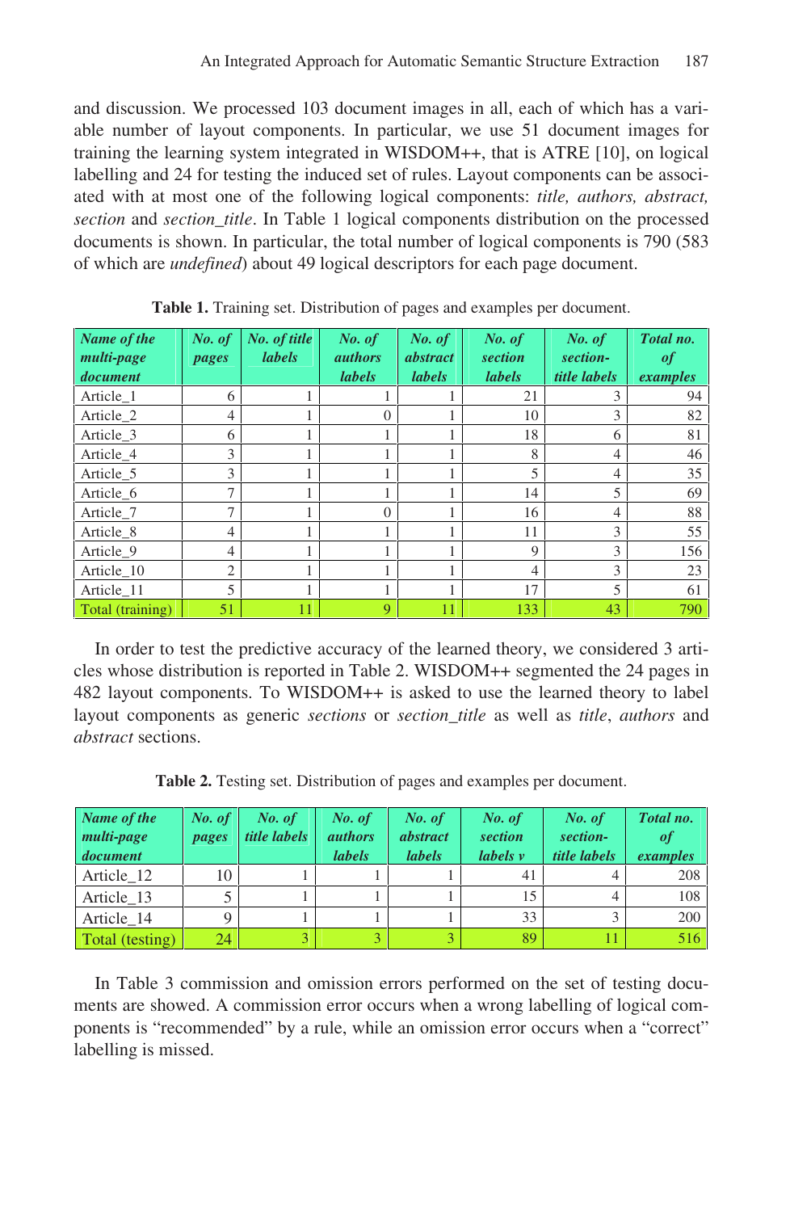and discussion. We processed 103 document images in all, each of which has a variable number of layout components. In particular, we use 51 document images for training the learning system integrated in WISDOM++, that is ATRE [10], on logical labelling and 24 for testing the induced set of rules. Layout components can be associated with at most one of the following logical components: *title, authors, abstract, section* and *section_title*. In Table 1 logical components distribution on the processed documents is shown. In particular, the total number of logical components is 790 (583 of which are *undefined*) about 49 logical descriptors for each page document.

**Table 1.** Training set. Distribution of pages and examples per document.

| *Name of the multi-page document* | *No. of pages* | *No. of title labels* | *No. of authors labels* | *No. of abstract labels* | *No. of section labels* | *No. of section-title labels* | *Total no. of examples* |
|---|---|---|---|---|---|---|---|
| Article_1 | 6 | 1 | 1 | 1 | 21 | 3 | 94 |
| Article_2 | 4 | 1 | 0 | 1 | 10 | 3 | 82 |
| Article_3 | 6 | 1 | 1 | 1 | 18 | 6 | 81 |
| Article_4 | 3 | 1 | 1 | 1 | 8 | 4 | 46 |
| Article_5 | 3 | 1 | 1 | 1 | 5 | 4 | 35 |
| Article_6 | 7 | 1 | 1 | 1 | 14 | 5 | 69 |
| Article_7 | 7 | 1 | 0 | 1 | 16 | 4 | 88 |
| Article_8 | 4 | 1 | 1 | 1 | 11 | 3 | 55 |
| Article_9 | 4 | 1 | 1 | 1 | 9 | 3 | 156 |
| Article_10 | 2 | 1 | 1 | 1 | 4 | 3 | 23 |
| Article_11 | 5 | 1 | 1 | 1 | 17 | 5 | 61 |
| Total (training) | 51 | 11 | 9 | 11 | 133 | 43 | 790 |

In order to test the predictive accuracy of the learned theory, we considered 3 articles whose distribution is reported in Table 2. WISDOM++ segmented the 24 pages in 482 layout components. To WISDOM++ is asked to use the learned theory to label layout components as generic *sections* or *section_title* as well as *title*, *authors* and *abstract* sections.

**Table 2.** Testing set. Distribution of pages and examples per document.

| *Name of the multi-page document* | *No. of pages* | *No. of title labels* | *No. of authors labels* | *No. of abstract labels* | *No. of section labels v* | *No. of section-title labels* | *Total no. of examples* |
|---|---|---|---|---|---|---|---|
| Article_12 | 10 | 1 | 1 | 1 | 41 | 4 | 208 |
| Article_13 | 5 | 1 | 1 | 1 | 15 | 4 | 108 |
| Article_14 | 9 | 1 | 1 | 1 | 33 | 3 | 200 |
| Total (testing) | 24 | 3 | 3 | 3 | 89 | 11 | 516 |

In Table 3 commission and omission errors performed on the set of testing documents are showed. A commission error occurs when a wrong labelling of logical components is "recommended" by a rule, while an omission error occurs when a "correct" labelling is missed.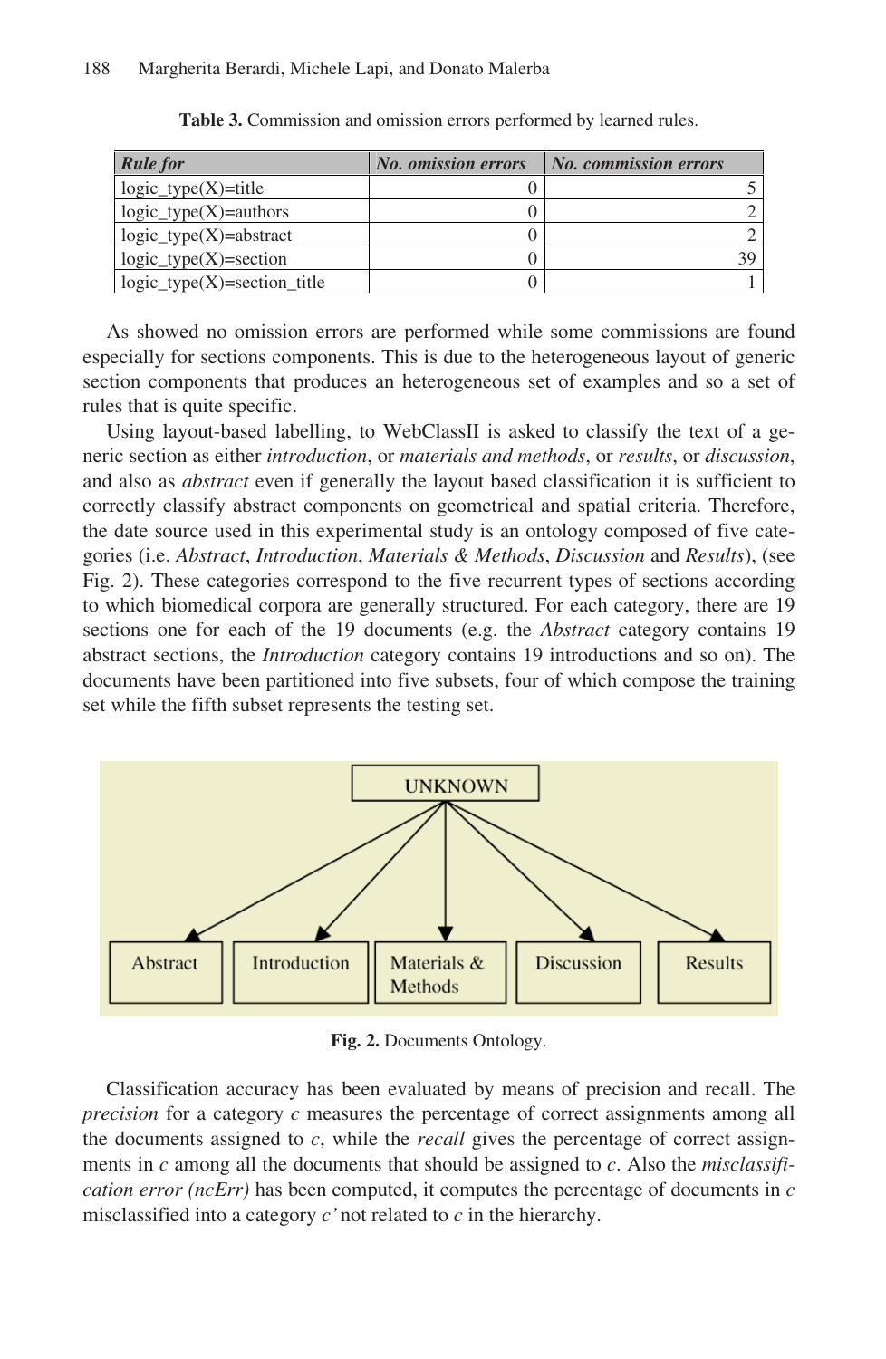**Table 3.** Commission and omission errors performed by learned rules.

| *Rule for* | *No. omission errors* | *No. commission errors* |
|---|---|---|
| logic_type(X)=title | 0 | 5 |
| logic_type(X)=authors | 0 | 2 |
| logic_type(X)=abstract | 0 | 2 |
| logic_type(X)=section | 0 | 39 |
| logic_type(X)=section_title | 0 | 1 |

As showed no omission errors are performed while some commissions are found especially for sections components. This is due to the heterogeneous layout of generic section components that produces an heterogeneous set of examples and so a set of rules that is quite specific.

Using layout-based labelling, to WebClassII is asked to classify the text of a generic section as either *introduction*, or *materials and methods*, or *results*, or *discussion*, and also as *abstract* even if generally the layout based classification it is sufficient to correctly classify abstract components on geometrical and spatial criteria. Therefore, the date source used in this experimental study is an ontology composed of five categories (i.e. *Abstract*, *Introduction*, *Materials & Methods*, *Discussion* and *Results*), (see Fig. 2). These categories correspond to the five recurrent types of sections according to which biomedical corpora are generally structured. For each category, there are 19 sections one for each of the 19 documents (e.g. the *Abstract* category contains 19 abstract sections, the *Introduction* category contains 19 introductions and so on). The documents have been partitioned into five subsets, four of which compose the training set while the fifth subset represents the testing set.

**Fig. 2.** Documents Ontology.

Classification accuracy has been evaluated by means of precision and recall. The *precision* for a category *c* measures the percentage of correct assignments among all the documents assigned to *c*, while the *recall* gives the percentage of correct assignments in *c* among all the documents that should be assigned to *c*. Also the *misclassification error (ncErr)* has been computed, it computes the percentage of documents in *c* misclassified into a category *c'* not related to *c* in the hierarchy.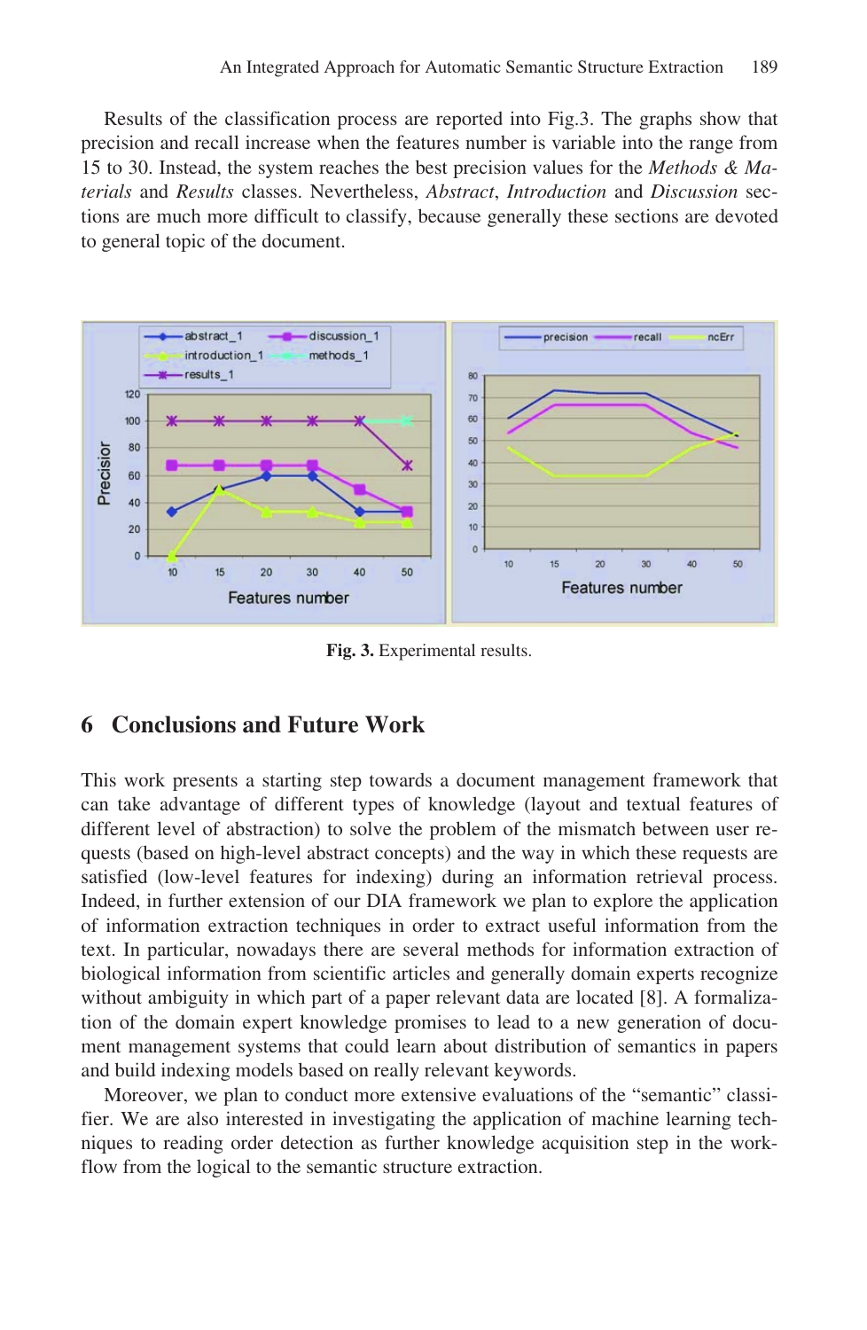Results of the classification process are reported into Fig.3. The graphs show that precision and recall increase when the features number is variable into the range from 15 to 30. Instead, the system reaches the best precision values for the *Methods & Materials* and *Results* classes. Nevertheless, *Abstract*, *Introduction* and *Discussion* sections are much more difficult to classify, because generally these sections are devoted to general topic of the document.

**Fig. 3.** Experimental results.

## 6 Conclusions and Future Work

This work presents a starting step towards a document management framework that can take advantage of different types of knowledge (layout and textual features of different level of abstraction) to solve the problem of the mismatch between user requests (based on high-level abstract concepts) and the way in which these requests are satisfied (low-level features for indexing) during an information retrieval process. Indeed, in further extension of our DIA framework we plan to explore the application of information extraction techniques in order to extract useful information from the text. In particular, nowadays there are several methods for information extraction of biological information from scientific articles and generally domain experts recognize without ambiguity in which part of a paper relevant data are located [8]. A formalization of the domain expert knowledge promises to lead to a new generation of document management systems that could learn about distribution of semantics in papers and build indexing models based on really relevant keywords.

Moreover, we plan to conduct more extensive evaluations of the "semantic" classifier. We are also interested in investigating the application of machine learning techniques to reading order detection as further knowledge acquisition step in the workflow from the logical to the semantic structure extraction.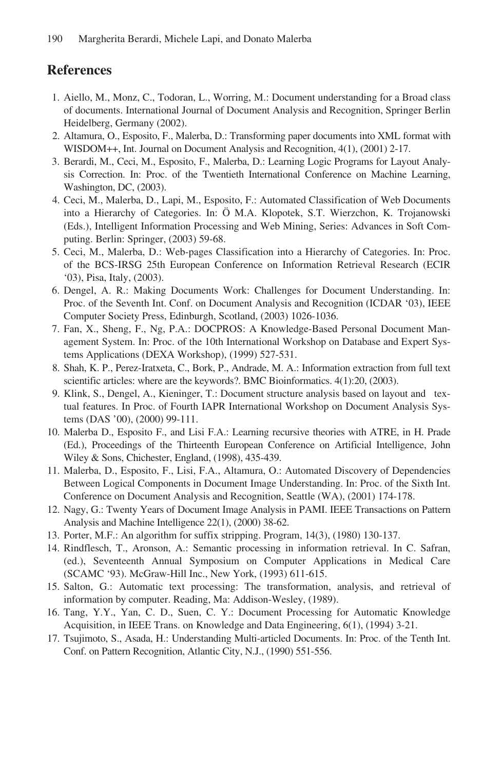## References

1. Aiello, M., Monz, C., Todoran, L., Worring, M.: Document understanding for a Broad class of documents. International Journal of Document Analysis and Recognition, Springer Berlin Heidelberg, Germany (2002).
2. Altamura, O., Esposito, F., Malerba, D.: Transforming paper documents into XML format with WISDOM++, Int. Journal on Document Analysis and Recognition, 4(1), (2001) 2-17.
3. Berardi, M., Ceci, M., Esposito, F., Malerba, D.: Learning Logic Programs for Layout Analysis Correction. In: Proc. of the Twentieth International Conference on Machine Learning, Washington, DC, (2003).
4. Ceci, M., Malerba, D., Lapi, M., Esposito, F.: Automated Classification of Web Documents into a Hierarchy of Categories. In: Ö M.A. Klopotek, S.T. Wierzchon, K. Trojanowski (Eds.), Intelligent Information Processing and Web Mining, Series: Advances in Soft Computing. Berlin: Springer, (2003) 59-68.
5. Ceci, M., Malerba, D.: Web-pages Classification into a Hierarchy of Categories. In: Proc. of the BCS-IRSG 25th European Conference on Information Retrieval Research (ECIR '03), Pisa, Italy, (2003).
6. Dengel, A. R.: Making Documents Work: Challenges for Document Understanding. In: Proc. of the Seventh Int. Conf. on Document Analysis and Recognition (ICDAR '03), IEEE Computer Society Press, Edinburgh, Scotland, (2003) 1026-1036.
7. Fan, X., Sheng, F., Ng, P.A.: DOCPROS: A Knowledge-Based Personal Document Management System. In: Proc. of the 10th International Workshop on Database and Expert Systems Applications (DEXA Workshop), (1999) 527-531.
8. Shah, K. P., Perez-Iratxeta, C., Bork, P., Andrade, M. A.: Information extraction from full text scientific articles: where are the keywords?. BMC Bioinformatics. 4(1):20, (2003).
9. Klink, S., Dengel, A., Kieninger, T.: Document structure analysis based on layout and textual features. In Proc. of Fourth IAPR International Workshop on Document Analysis Systems (DAS '00), (2000) 99-111.
10. Malerba D., Esposito F., and Lisi F.A.: Learning recursive theories with ATRE, in H. Prade (Ed.), Proceedings of the Thirteenth European Conference on Artificial Intelligence, John Wiley & Sons, Chichester, England, (1998), 435-439.
11. Malerba, D., Esposito, F., Lisi, F.A., Altamura, O.: Automated Discovery of Dependencies Between Logical Components in Document Image Understanding. In: Proc. of the Sixth Int. Conference on Document Analysis and Recognition, Seattle (WA), (2001) 174-178.
12. Nagy, G.: Twenty Years of Document Image Analysis in PAMI. IEEE Transactions on Pattern Analysis and Machine Intelligence 22(1), (2000) 38-62.
13. Porter, M.F.: An algorithm for suffix stripping. Program, 14(3), (1980) 130-137.
14. Rindflesch, T., Aronson, A.: Semantic processing in information retrieval. In C. Safran, (ed.), Seventeenth Annual Symposium on Computer Applications in Medical Care (SCAMC '93). McGraw-Hill Inc., New York, (1993) 611-615.
15. Salton, G.: Automatic text processing: The transformation, analysis, and retrieval of information by computer. Reading, Ma: Addison-Wesley, (1989).
16. Tang, Y.Y., Yan, C. D., Suen, C. Y.: Document Processing for Automatic Knowledge Acquisition, in IEEE Trans. on Knowledge and Data Engineering, 6(1), (1994) 3-21.
17. Tsujimoto, S., Asada, H.: Understanding Multi-articled Documents. In: Proc. of the Tenth Int. Conf. on Pattern Recognition, Atlantic City, N.J., (1990) 551-556.